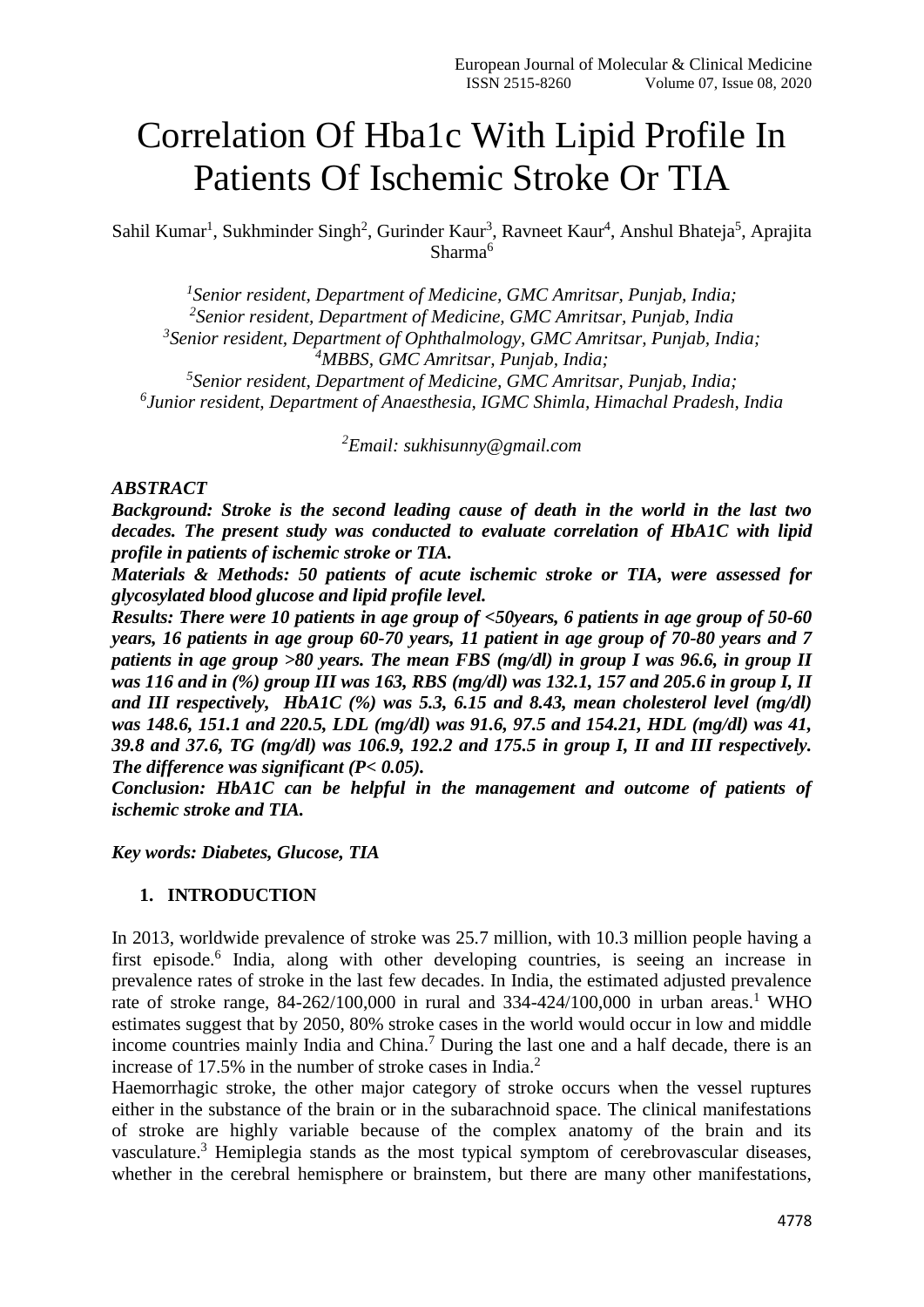# Correlation Of Hba1c With Lipid Profile In Patients Of Ischemic Stroke Or TIA

Sahil Kumar[1], Sukhminder Singh[2], Gurinder Kaur[3], Ravneet Kaur[4], Anshul Bhateja[5], Aprajita Sharma[6]

*[1]Senior resident, Department of Medicine, GMC Amritsar, Punjab, India;*
*[2]Senior resident, Department of Medicine, GMC Amritsar, Punjab, India*
*[3]Senior resident, Department of Ophthalmology, GMC Amritsar, Punjab, India;*
*[4]MBBS, GMC Amritsar, Punjab, India;*
*[5]Senior resident, Department of Medicine, GMC Amritsar, Punjab, India;*
*[6]Junior resident, Department of Anaesthesia, IGMC Shimla, Himachal Pradesh, India*

*[2]Email: sukhisunny@gmail.com*

***ABSTRACT***

***Background: Stroke is the second leading cause of death in the world in the last two decades. The present study was conducted to evaluate correlation of HbA1C with lipid profile in patients of ischemic stroke or TIA.***

***Materials & Methods: 50 patients of acute ischemic stroke or TIA, were assessed for glycosylated blood glucose and lipid profile level.***

***Results: There were 10 patients in age group of <50years, 6 patients in age group of 50-60 years, 16 patients in age group 60-70 years, 11 patient in age group of 70-80 years and 7 patients in age group >80 years. The mean FBS (mg/dl) in group I was 96.6, in group II was 116 and in (%) group III was 163, RBS (mg/dl) was 132.1, 157 and 205.6 in group I, II and III respectively, HbA1C (%) was 5.3, 6.15 and 8.43, mean cholesterol level (mg/dl) was 148.6, 151.1 and 220.5, LDL (mg/dl) was 91.6, 97.5 and 154.21, HDL (mg/dl) was 41, 39.8 and 37.6, TG (mg/dl) was 106.9, 192.2 and 175.5 in group I, II and III respectively. The difference was significant (P< 0.05).***

***Conclusion: HbA1C can be helpful in the management and outcome of patients of ischemic stroke and TIA.***

***Key words: Diabetes, Glucose, TIA***

## 1. INTRODUCTION

In 2013, worldwide prevalence of stroke was 25.7 million, with 10.3 million people having a first episode.[6] India, along with other developing countries, is seeing an increase in prevalence rates of stroke in the last few decades. In India, the estimated adjusted prevalence rate of stroke range, 84-262/100,000 in rural and 334-424/100,000 in urban areas.[1] WHO estimates suggest that by 2050, 80% stroke cases in the world would occur in low and middle income countries mainly India and China.[7] During the last one and a half decade, there is an increase of 17.5% in the number of stroke cases in India.[2]

Haemorrhagic stroke, the other major category of stroke occurs when the vessel ruptures either in the substance of the brain or in the subarachnoid space. The clinical manifestations of stroke are highly variable because of the complex anatomy of the brain and its vasculature.[3] Hemiplegia stands as the most typical symptom of cerebrovascular diseases, whether in the cerebral hemisphere or brainstem, but there are many other manifestations,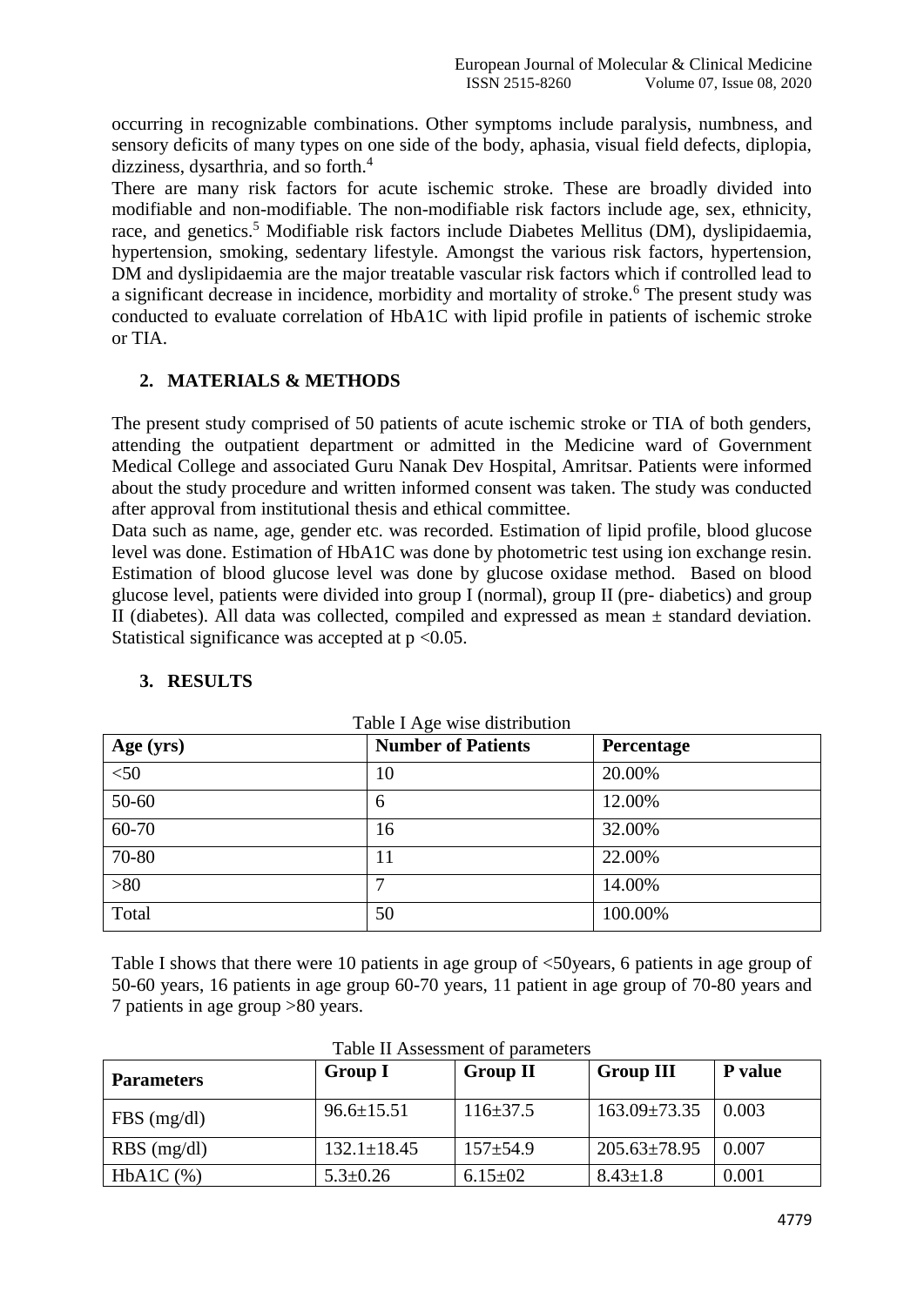occurring in recognizable combinations. Other symptoms include paralysis, numbness, and sensory deficits of many types on one side of the body, aphasia, visual field defects, diplopia, dizziness, dysarthria, and so forth.[4]

There are many risk factors for acute ischemic stroke. These are broadly divided into modifiable and non-modifiable. The non-modifiable risk factors include age, sex, ethnicity, race, and genetics.[5] Modifiable risk factors include Diabetes Mellitus (DM), dyslipidaemia, hypertension, smoking, sedentary lifestyle. Amongst the various risk factors, hypertension, DM and dyslipidaemia are the major treatable vascular risk factors which if controlled lead to a significant decrease in incidence, morbidity and mortality of stroke.[6] The present study was conducted to evaluate correlation of HbA1C with lipid profile in patients of ischemic stroke or TIA.

## 2. MATERIALS & METHODS

The present study comprised of 50 patients of acute ischemic stroke or TIA of both genders, attending the outpatient department or admitted in the Medicine ward of Government Medical College and associated Guru Nanak Dev Hospital, Amritsar. Patients were informed about the study procedure and written informed consent was taken. The study was conducted after approval from institutional thesis and ethical committee.

Data such as name, age, gender etc. was recorded. Estimation of lipid profile, blood glucose level was done. Estimation of HbA1C was done by photometric test using ion exchange resin. Estimation of blood glucose level was done by glucose oxidase method. Based on blood glucose level, patients were divided into group I (normal), group II (pre- diabetics) and group II (diabetes). All data was collected, compiled and expressed as mean ± standard deviation. Statistical significance was accepted at $p < 0.05$.

## 3. RESULTS

Table I Age wise distribution

| Age (yrs) | Number of Patients | Percentage |
|---|---|---|
| <50 | 10 | 20.00% |
| 50-60 | 6 | 12.00% |
| 60-70 | 16 | 32.00% |
| 70-80 | 11 | 22.00% |
| >80 | 7 | 14.00% |
| Total | 50 | 100.00% |

Table I shows that there were 10 patients in age group of <50years, 6 patients in age group of 50-60 years, 16 patients in age group 60-70 years, 11 patient in age group of 70-80 years and 7 patients in age group >80 years.

Table II Assessment of parameters

| Parameters | Group I | Group II | Group III | P value |
|---|---|---|---|---|
| FBS (mg/dl) | 96.6±15.51 | 116±37.5 | 163.09±73.35 | 0.003 |
| RBS (mg/dl) | 132.1±18.45 | 157±54.9 | 205.63±78.95 | 0.007 |
| HbA1C (%) | 5.3±0.26 | 6.15±02 | 8.43±1.8 | 0.001 |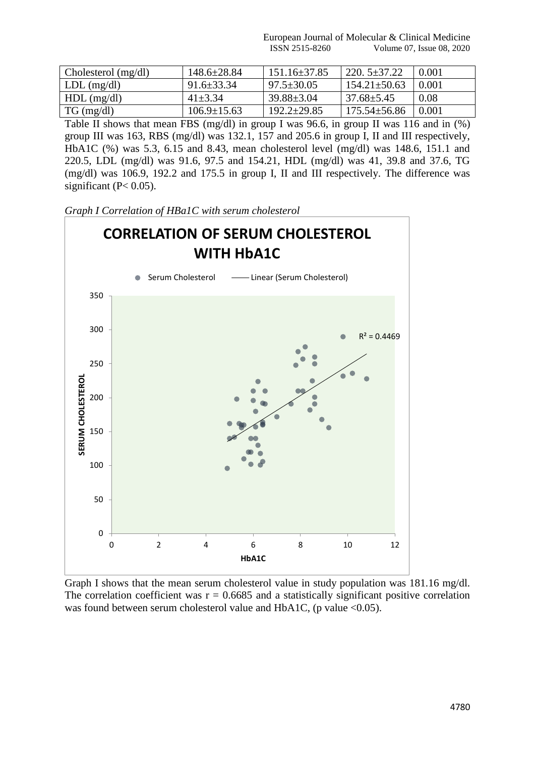| | | | | |
|---|---|---|---|---|
| Cholesterol (mg/dl) | 148.6±28.84 | 151.16±37.85 | 220. 5±37.22 | 0.001 |
| LDL (mg/dl) | 91.6±33.34 | 97.5±30.05 | 154.21±50.63 | 0.001 |
| HDL (mg/dl) | 41±3.34 | 39.88±3.04 | 37.68±5.45 | 0.08 |
| TG (mg/dl) | 106.9±15.63 | 192.2±29.85 | 175.54±56.86 | 0.001 |

Table II shows that mean FBS (mg/dl) in group I was 96.6, in group II was 116 and in (%) group III was 163, RBS (mg/dl) was 132.1, 157 and 205.6 in group I, II and III respectively, HbA1C (%) was 5.3, 6.15 and 8.43, mean cholesterol level (mg/dl) was 148.6, 151.1 and 220.5, LDL (mg/dl) was 91.6, 97.5 and 154.21, HDL (mg/dl) was 41, 39.8 and 37.6, TG (mg/dl) was 106.9, 192.2 and 175.5 in group I, II and III respectively. The difference was significant ($P < 0.05$).

*Graph I Correlation of HBa1C with serum cholesterol*

**CORRELATION OF SERUM CHOLESTEROL WITH HbA1C**

Serum Cholesterol

Linear (Serum Cholesterol)

$R^2 = 0.4469$

SERUM CHOLESTEROL

0, 50, 100, 150, 200, 250, 300, 350

HbA1C

0, 2, 4, 6, 8, 10, 12

Graph I shows that the mean serum cholesterol value in study population was 181.16 mg/dl. The correlation coefficient was $r = 0.6685$ and a statistically significant positive correlation was found between serum cholesterol value and HbA1C, (p value $<0.05$).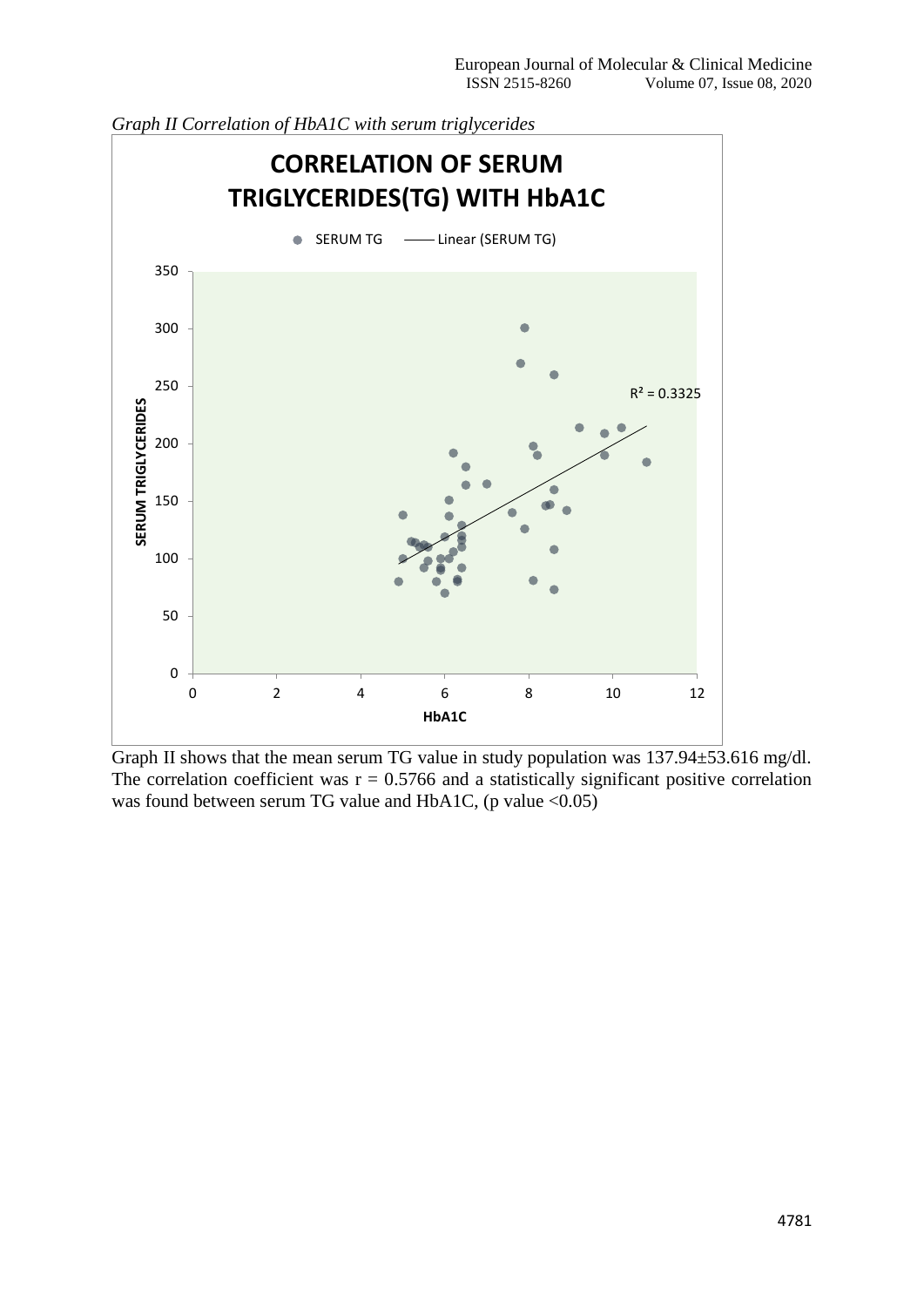*Graph II Correlation of HbA1C with serum triglycerides*

CORRELATION OF SERUM TRIGLYCERIDES(TG) WITH HbA1C

SERUM TG — Linear (SERUM TG)

$R^2 = 0.3325$

SERUM TRIGLYCERIDES

0, 50, 100, 150, 200, 250, 300, 350

HbA1C

0, 2, 4, 6, 8, 10, 12

Graph II shows that the mean serum TG value in study population was 137.94±53.616 mg/dl. The correlation coefficient was $r = 0.5766$ and a statistically significant positive correlation was found between serum TG value and HbA1C, (p value <0.05)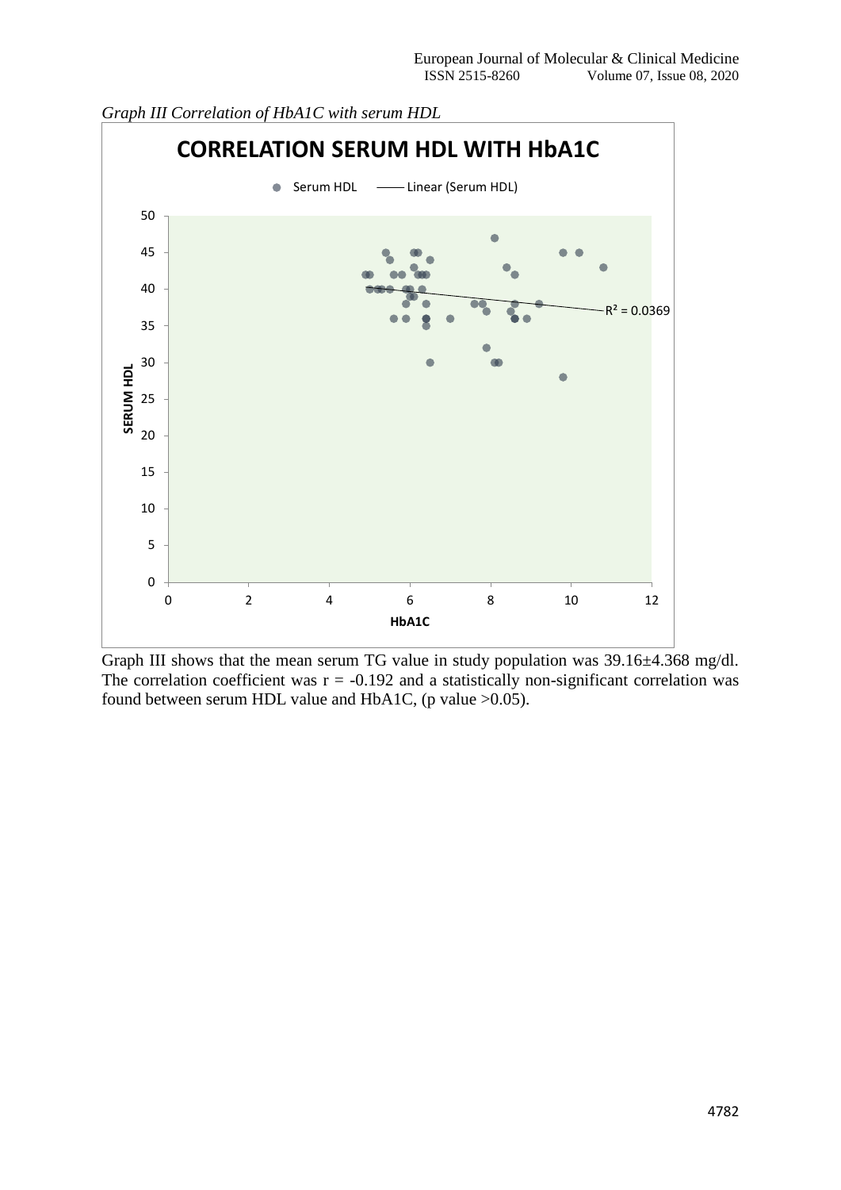*Graph III Correlation of HbA1C with serum HDL*

CORRELATION SERUM HDL WITH HbA1C

Serum HDL
Linear (Serum HDL)

SERUM HDL

50
45
40
35
30
25
20
15
10
5
0

0
2
4
6
8
10
12

HbA1C

$R^2 = 0.0369$

Graph III shows that the mean serum TG value in study population was 39.16±4.368 mg/dl. The correlation coefficient was $r = -0.192$ and a statistically non-significant correlation was found between serum HDL value and HbA1C, (p value $>0.05$).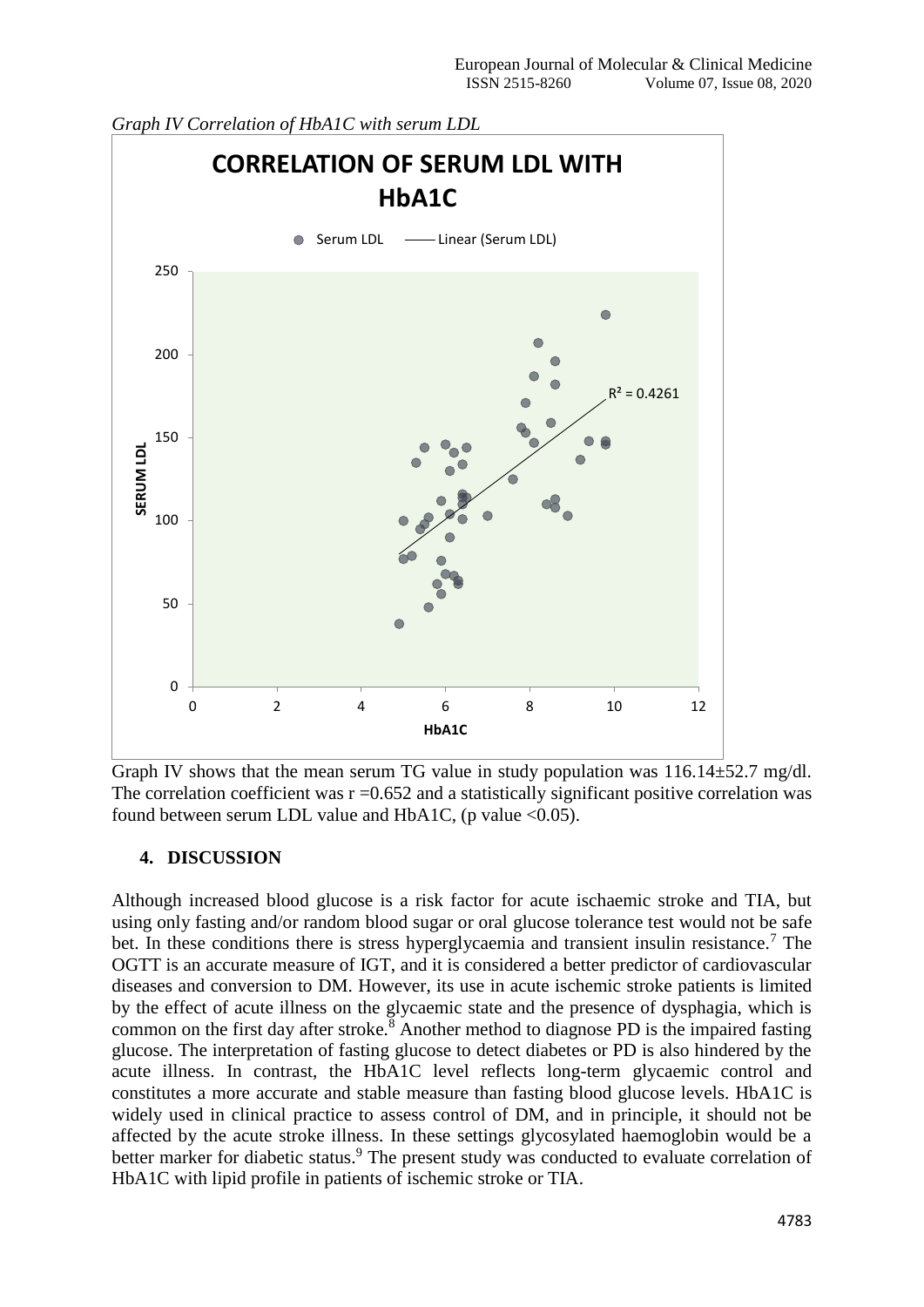*Graph IV Correlation of HbA1C with serum LDL*

Graph IV shows that the mean serum TG value in study population was 116.14±52.7 mg/dl. The correlation coefficient was r =0.652 and a statistically significant positive correlation was found between serum LDL value and HbA1C, (p value <0.05).

## 4. DISCUSSION

Although increased blood glucose is a risk factor for acute ischaemic stroke and TIA, but using only fasting and/or random blood sugar or oral glucose tolerance test would not be safe bet. In these conditions there is stress hyperglycaemia and transient insulin resistance.[7] The OGTT is an accurate measure of IGT, and it is considered a better predictor of cardiovascular diseases and conversion to DM. However, its use in acute ischemic stroke patients is limited by the effect of acute illness on the glycaemic state and the presence of dysphagia, which is common on the first day after stroke.[8] Another method to diagnose PD is the impaired fasting glucose. The interpretation of fasting glucose to detect diabetes or PD is also hindered by the acute illness. In contrast, the HbA1C level reflects long-term glycaemic control and constitutes a more accurate and stable measure than fasting blood glucose levels. HbA1C is widely used in clinical practice to assess control of DM, and in principle, it should not be affected by the acute stroke illness. In these settings glycosylated haemoglobin would be a better marker for diabetic status.[9] The present study was conducted to evaluate correlation of HbA1C with lipid profile in patients of ischemic stroke or TIA.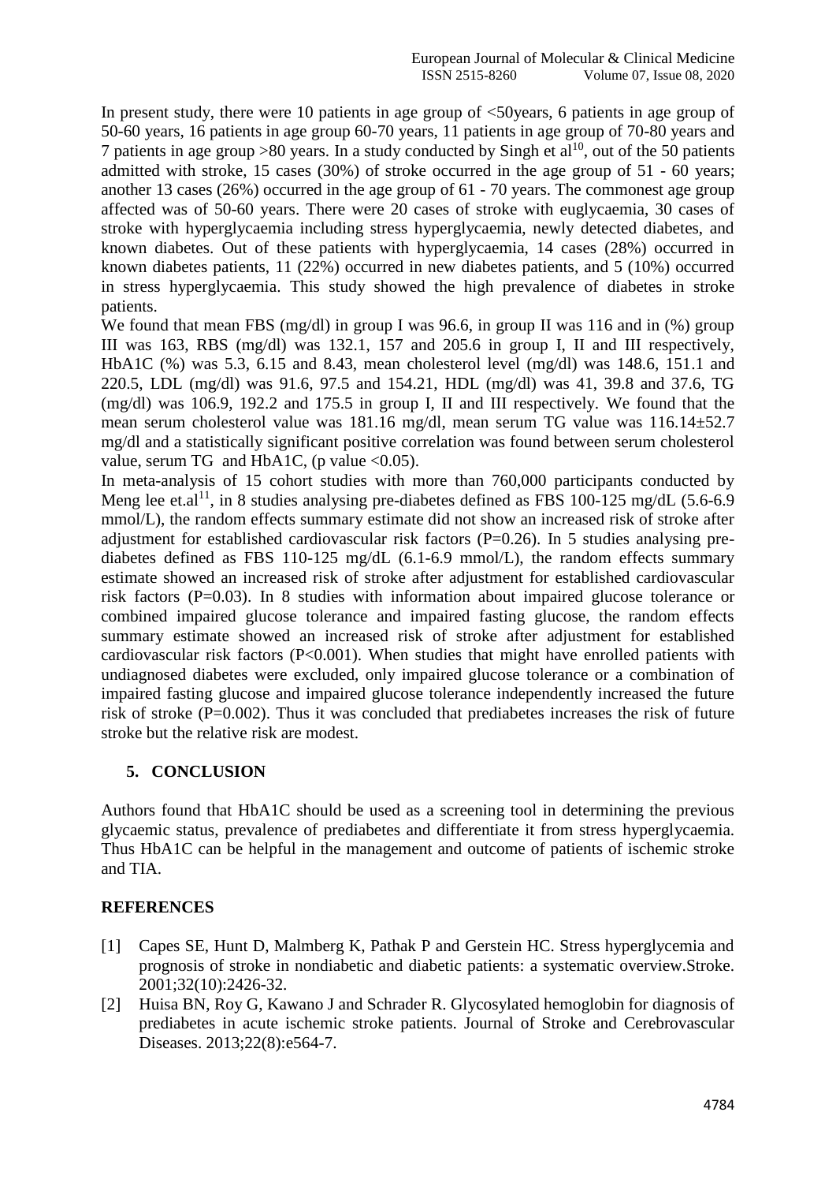In present study, there were 10 patients in age group of <50years, 6 patients in age group of 50-60 years, 16 patients in age group 60-70 years, 11 patients in age group of 70-80 years and 7 patients in age group >80 years. In a study conducted by Singh et al[10], out of the 50 patients admitted with stroke, 15 cases (30%) of stroke occurred in the age group of 51 - 60 years; another 13 cases (26%) occurred in the age group of 61 - 70 years. The commonest age group affected was of 50-60 years. There were 20 cases of stroke with euglycaemia, 30 cases of stroke with hyperglycaemia including stress hyperglycaemia, newly detected diabetes, and known diabetes. Out of these patients with hyperglycaemia, 14 cases (28%) occurred in known diabetes patients, 11 (22%) occurred in new diabetes patients, and 5 (10%) occurred in stress hyperglycaemia. This study showed the high prevalence of diabetes in stroke patients.

We found that mean FBS (mg/dl) in group I was 96.6, in group II was 116 and in (%) group III was 163, RBS (mg/dl) was 132.1, 157 and 205.6 in group I, II and III respectively, HbA1C (%) was 5.3, 6.15 and 8.43, mean cholesterol level (mg/dl) was 148.6, 151.1 and 220.5, LDL (mg/dl) was 91.6, 97.5 and 154.21, HDL (mg/dl) was 41, 39.8 and 37.6, TG (mg/dl) was 106.9, 192.2 and 175.5 in group I, II and III respectively. We found that the mean serum cholesterol value was 181.16 mg/dl, mean serum TG value was $116.14 \pm 52.7$ mg/dl and a statistically significant positive correlation was found between serum cholesterol value, serum TG and HbA1C, (p value $<0.05$).

In meta-analysis of 15 cohort studies with more than 760,000 participants conducted by Meng lee et.al[11], in 8 studies analysing pre-diabetes defined as FBS 100-125 mg/dL (5.6-6.9 mmol/L), the random effects summary estimate did not show an increased risk of stroke after adjustment for established cardiovascular risk factors (P=0.26). In 5 studies analysing pre-diabetes defined as FBS 110-125 mg/dL (6.1-6.9 mmol/L), the random effects summary estimate showed an increased risk of stroke after adjustment for established cardiovascular risk factors (P=0.03). In 8 studies with information about impaired glucose tolerance or combined impaired glucose tolerance and impaired fasting glucose, the random effects summary estimate showed an increased risk of stroke after adjustment for established cardiovascular risk factors (P<0.001). When studies that might have enrolled patients with undiagnosed diabetes were excluded, only impaired glucose tolerance or a combination of impaired fasting glucose and impaired glucose tolerance independently increased the future risk of stroke (P=0.002). Thus it was concluded that prediabetes increases the risk of future stroke but the relative risk are modest.

## 5. CONCLUSION

Authors found that HbA1C should be used as a screening tool in determining the previous glycaemic status, prevalence of prediabetes and differentiate it from stress hyperglycaemia. Thus HbA1C can be helpful in the management and outcome of patients of ischemic stroke and TIA.

## REFERENCES

[1] Capes SE, Hunt D, Malmberg K, Pathak P and Gerstein HC. Stress hyperglycemia and prognosis of stroke in nondiabetic and diabetic patients: a systematic overview.Stroke. 2001;32(10):2426-32.

[2] Huisa BN, Roy G, Kawano J and Schrader R. Glycosylated hemoglobin for diagnosis of prediabetes in acute ischemic stroke patients. Journal of Stroke and Cerebrovascular Diseases. 2013;22(8):e564-7.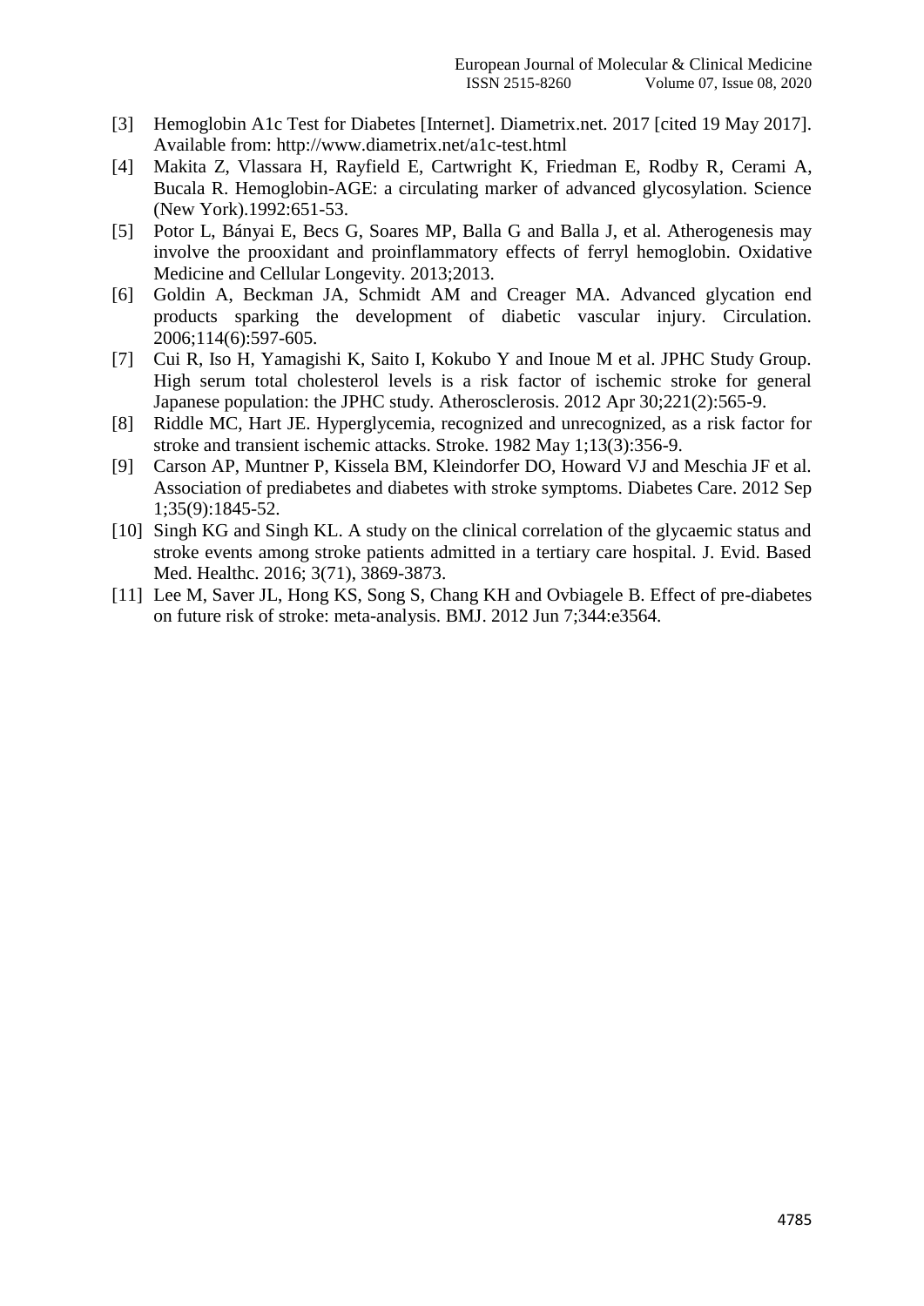[3] Hemoglobin A1c Test for Diabetes [Internet]. Diametrix.net. 2017 [cited 19 May 2017]. Available from: http://www.diametrix.net/a1c-test.html

[4] Makita Z, Vlassara H, Rayfield E, Cartwright K, Friedman E, Rodby R, Cerami A, Bucala R. Hemoglobin-AGE: a circulating marker of advanced glycosylation. Science (New York).1992:651-53.

[5] Potor L, Bányai E, Becs G, Soares MP, Balla G and Balla J, et al. Atherogenesis may involve the prooxidant and proinflammatory effects of ferryl hemoglobin. Oxidative Medicine and Cellular Longevity. 2013;2013.

[6] Goldin A, Beckman JA, Schmidt AM and Creager MA. Advanced glycation end products sparking the development of diabetic vascular injury. Circulation. 2006;114(6):597-605.

[7] Cui R, Iso H, Yamagishi K, Saito I, Kokubo Y and Inoue M et al. JPHC Study Group. High serum total cholesterol levels is a risk factor of ischemic stroke for general Japanese population: the JPHC study. Atherosclerosis. 2012 Apr 30;221(2):565-9.

[8] Riddle MC, Hart JE. Hyperglycemia, recognized and unrecognized, as a risk factor for stroke and transient ischemic attacks. Stroke. 1982 May 1;13(3):356-9.

[9] Carson AP, Muntner P, Kissela BM, Kleindorfer DO, Howard VJ and Meschia JF et al. Association of prediabetes and diabetes with stroke symptoms. Diabetes Care. 2012 Sep 1;35(9):1845-52.

[10] Singh KG and Singh KL. A study on the clinical correlation of the glycaemic status and stroke events among stroke patients admitted in a tertiary care hospital. J. Evid. Based Med. Healthc. 2016; 3(71), 3869-3873.

[11] Lee M, Saver JL, Hong KS, Song S, Chang KH and Ovbiagele B. Effect of pre-diabetes on future risk of stroke: meta-analysis. BMJ. 2012 Jun 7;344:e3564.